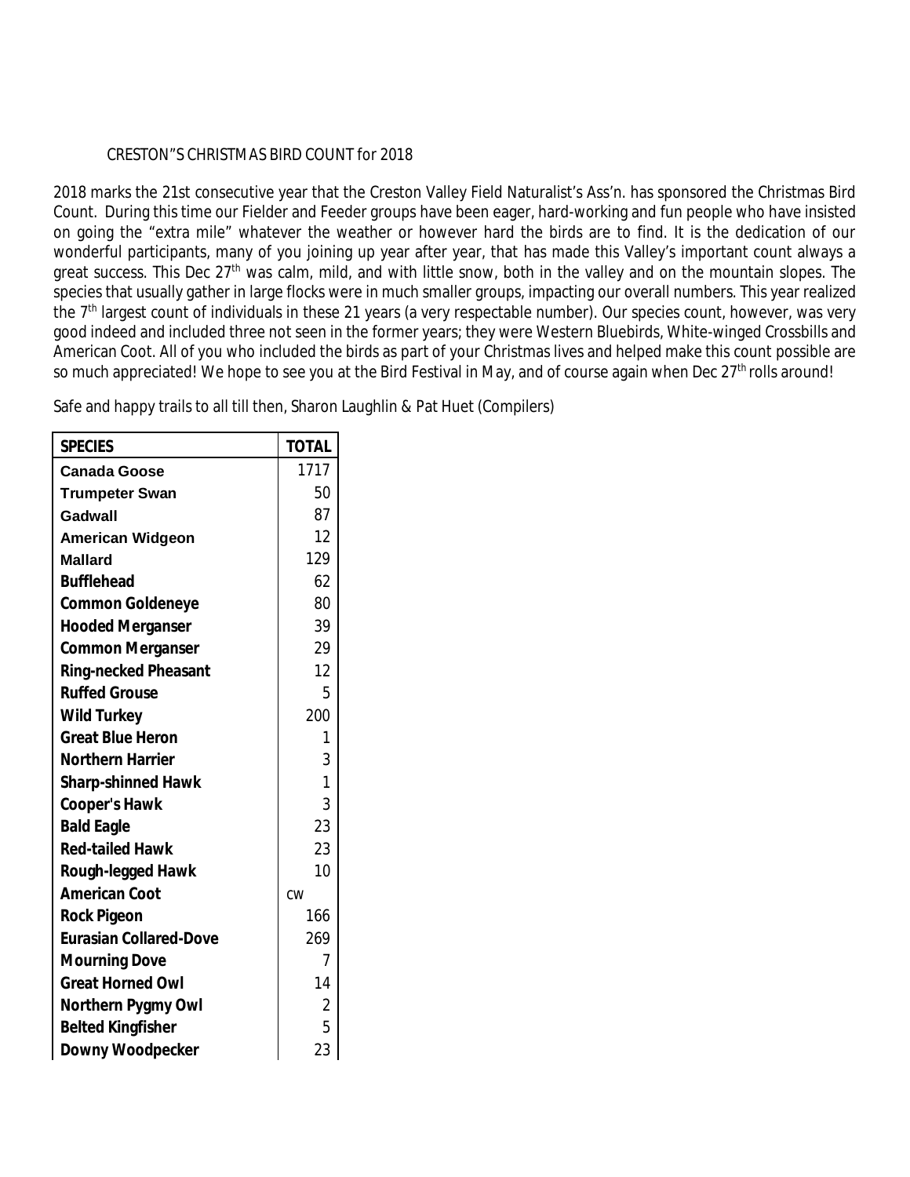# CRESTON"S CHRISTMAS BIRD COUNT for 2018

2018 marks the 21st consecutive year that the Creston Valley Field Naturalist's Ass'n. has sponsored the Christmas Bird Count. During this time our Fielder and Feeder groups have been eager, hard-working and fun people who have insisted on going the "extra mile" whatever the weather or however hard the birds are to find. It is the dedication of our wonderful participants, many of you joining up year after year, that has made this Valley's important count always a great success. This Dec 27th was calm, mild, and with little snow, both in the valley and on the mountain slopes. The species that usually gather in large flocks were in much smaller groups, impacting our overall numbers. This year realized the 7th largest count of individuals in these 21 years (a very respectable number). Our species count, however, was very good indeed and included three not seen in the former years; they were Western Bluebirds, White-winged Crossbills and American Coot. All of you who included the birds as part of your Christmas lives and helped make this count possible are so much appreciated! We hope to see you at the Bird Festival in May, and of course again when Dec 27th rolls around!

Safe and happy trails to all till then, Sharon Laughlin & Pat Huet (Compilers)

| SPECIES | TOTAL |
|---|---|
| Canada Goose | 1717 |
| Trumpeter Swan | 50 |
| Gadwall | 87 |
| American Widgeon | 12 |
| Mallard | 129 |
| Bufflehead | 62 |
| Common Goldeneye | 80 |
| Hooded Merganser | 39 |
| Common Merganser | 29 |
| Ring-necked Pheasant | 12 |
| Ruffed Grouse | 5 |
| Wild Turkey | 200 |
| Great Blue Heron | 1 |
| Northern Harrier | 3 |
| Sharp-shinned Hawk | 1 |
| Cooper's Hawk | 3 |
| Bald Eagle | 23 |
| Red-tailed Hawk | 23 |
| Rough-legged Hawk | 10 |
| American Coot | cw |
| Rock Pigeon | 166 |
| Eurasian Collared-Dove | 269 |
| Mourning Dove | 7 |
| Great Horned Owl | 14 |
| Northern Pygmy Owl | 2 |
| Belted Kingfisher | 5 |
| Downy Woodpecker | 23 |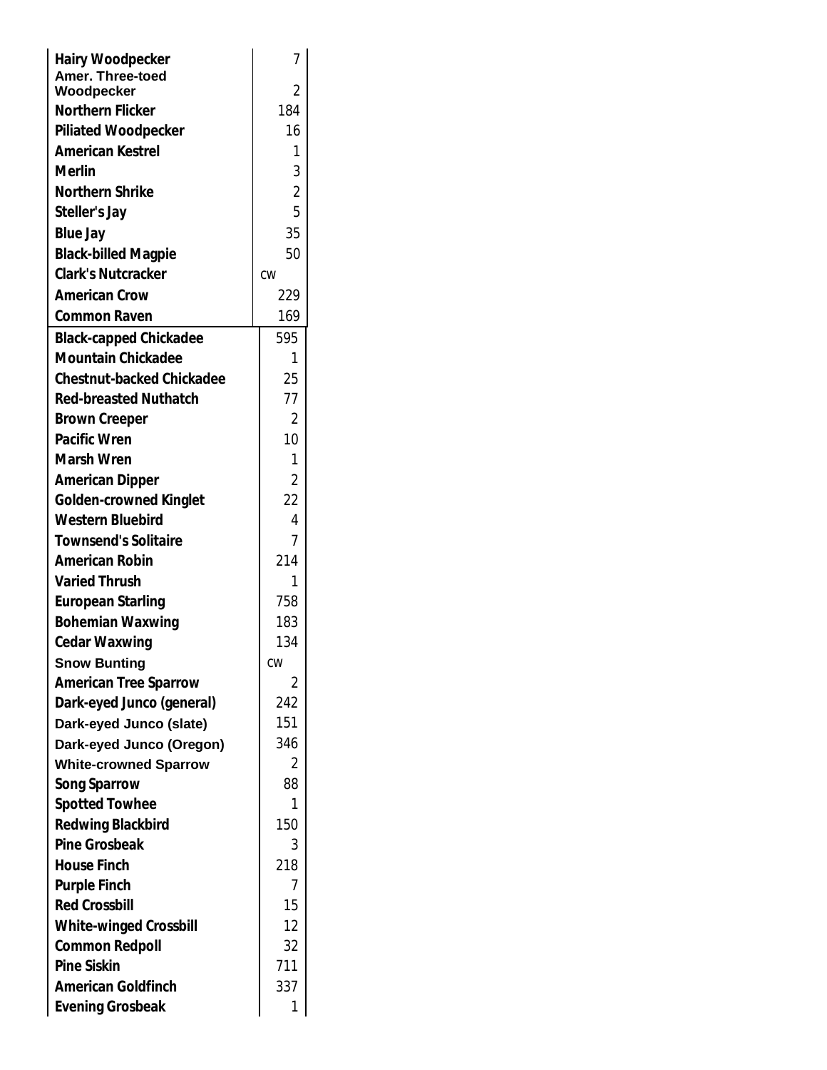| | |
|---|---|
| Hairy Woodpecker | 7 |
| Amer. Three-toed Woodpecker | 2 |
| Northern Flicker | 184 |
| Piliated Woodpecker | 16 |
| American Kestrel | 1 |
| Merlin | 3 |
| Northern Shrike | 2 |
| Steller's Jay | 5 |
| Blue Jay | 35 |
| Black-billed Magpie | 50 |
| Clark's Nutcracker | CW |
| American Crow | 229 |
| Common Raven | 169 |
| Black-capped Chickadee | 595 |
| Mountain Chickadee | 1 |
| Chestnut-backed Chickadee | 25 |
| Red-breasted Nuthatch | 77 |
| Brown Creeper | 2 |
| Pacific Wren | 10 |
| Marsh Wren | 1 |
| American Dipper | 2 |
| Golden-crowned Kinglet | 22 |
| Western Bluebird | 4 |
| Townsend's Solitaire | 7 |
| American Robin | 214 |
| Varied Thrush | 1 |
| European Starling | 758 |
| Bohemian Waxwing | 183 |
| Cedar Waxwing | 134 |
| Snow Bunting | CW |
| American Tree Sparrow | 2 |
| Dark-eyed Junco (general) | 242 |
| Dark-eyed Junco (slate) | 151 |
| Dark-eyed Junco (Oregon) | 346 |
| White-crowned Sparrow | 2 |
| Song Sparrow | 88 |
| Spotted Towhee | 1 |
| Redwing Blackbird | 150 |
| Pine Grosbeak | 3 |
| House Finch | 218 |
| Purple Finch | 7 |
| Red Crossbill | 15 |
| White-winged Crossbill | 12 |
| Common Redpoll | 32 |
| Pine Siskin | 711 |
| American Goldfinch | 337 |
| Evening Grosbeak | 1 |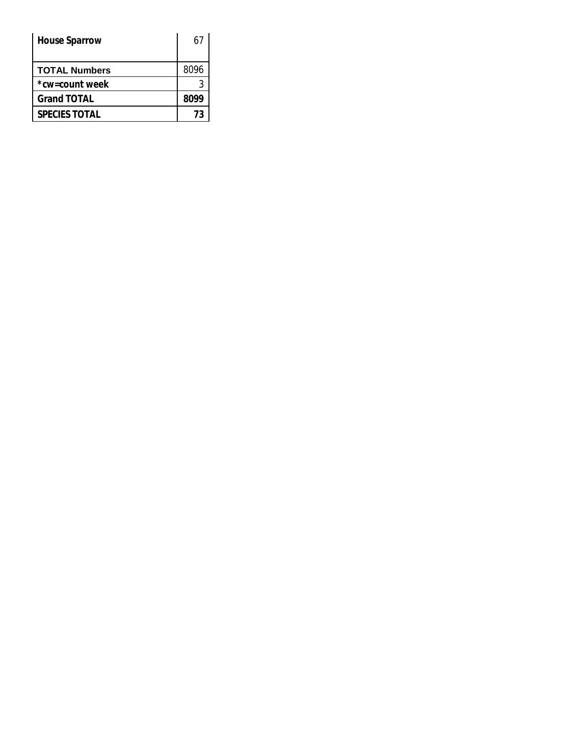| | |
|---|---|
| **House Sparrow** | 67 |
| **TOTAL Numbers** | 8096 |
| ***cw=count week** | 3 |
| **Grand TOTAL** | **8099** |
| **SPECIES TOTAL** | **73** |